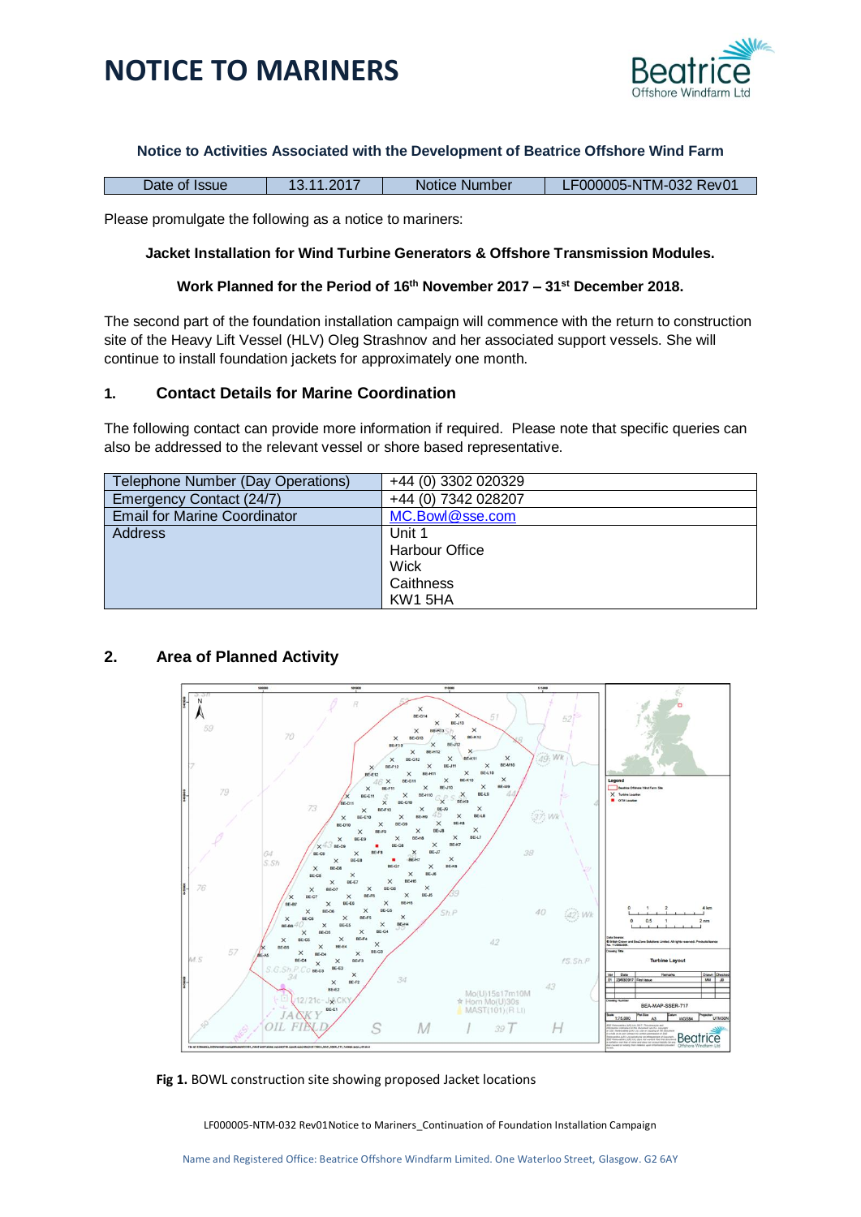# NOTICE TO MARINERS

**Notice to Activities Associated with the Development of Beatrice Offshore Wind Farm**

| Date of Issue | 13.11.2017 | Notice Number | LF000005-NTM-032 Rev01 |
|---|---|---|---|

Please promulgate the following as a notice to mariners:

**Jacket Installation for Wind Turbine Generators & Offshore Transmission Modules.**

**Work Planned for the Period of 16th November 2017 – 31st December 2018.**

The second part of the foundation installation campaign will commence with the return to construction site of the Heavy Lift Vessel (HLV) Oleg Strashnov and her associated support vessels. She will continue to install foundation jackets for approximately one month.

## 1. Contact Details for Marine Coordination

The following contact can provide more information if required. Please note that specific queries can also be addressed to the relevant vessel or shore based representative.

| Telephone Number (Day Operations) | +44 (0) 3302 020329 |
|---|---|
| Emergency Contact (24/7) | +44 (0) 7342 028207 |
| Email for Marine Coordinator | MC.Bowl@sse.com |
| Address | Unit 1<br>Harbour Office<br>Wick<br>Caithness<br>KW1 5HA |

## 2. Area of Planned Activity

**Fig 1.** BOWL construction site showing proposed Jacket locations

LF000005-NTM-032 Rev01Notice to Mariners_Continuation of Foundation Installation Campaign

Name and Registered Office: Beatrice Offshore Windfarm Limited. One Waterloo Street, Glasgow. G2 6AY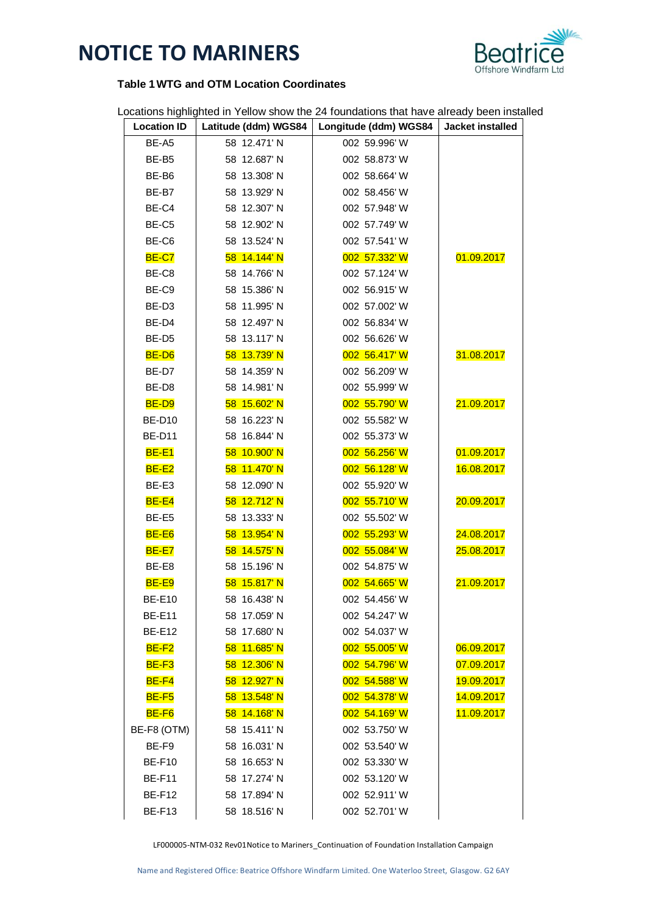# NOTICE TO MARINERS

**Table 1 WTG and OTM Location Coordinates**

Locations highlighted in Yellow show the 24 foundations that have already been installed

| Location ID | Latitude (ddm) WGS84 | Longitude (ddm) WGS84 | Jacket installed |
|---|---|---|---|
| BE-A5 | 58 12.471' N | 002 59.996' W | |
| BE-B5 | 58 12.687' N | 002 58.873' W | |
| BE-B6 | 58 13.308' N | 002 58.664' W | |
| BE-B7 | 58 13.929' N | 002 58.456' W | |
| BE-C4 | 58 12.307' N | 002 57.948' W | |
| BE-C5 | 58 12.902' N | 002 57.749' W | |
| BE-C6 | 58 13.524' N | 002 57.541' W | |
| BE-C7 | 58 14.144' N | 002 57.332' W | 01.09.2017 |
| BE-C8 | 58 14.766' N | 002 57.124' W | |
| BE-C9 | 58 15.386' N | 002 56.915' W | |
| BE-D3 | 58 11.995' N | 002 57.002' W | |
| BE-D4 | 58 12.497' N | 002 56.834' W | |
| BE-D5 | 58 13.117' N | 002 56.626' W | |
| BE-D6 | 58 13.739' N | 002 56.417' W | 31.08.2017 |
| BE-D7 | 58 14.359' N | 002 56.209' W | |
| BE-D8 | 58 14.981' N | 002 55.999' W | |
| BE-D9 | 58 15.602' N | 002 55.790' W | 21.09.2017 |
| BE-D10 | 58 16.223' N | 002 55.582' W | |
| BE-D11 | 58 16.844' N | 002 55.373' W | |
| BE-E1 | 58 10.900' N | 002 56.256' W | 01.09.2017 |
| BE-E2 | 58 11.470' N | 002 56.128' W | 16.08.2017 |
| BE-E3 | 58 12.090' N | 002 55.920' W | |
| BE-E4 | 58 12.712' N | 002 55.710' W | 20.09.2017 |
| BE-E5 | 58 13.333' N | 002 55.502' W | |
| BE-E6 | 58 13.954' N | 002 55.293' W | 24.08.2017 |
| BE-E7 | 58 14.575' N | 002 55.084' W | 25.08.2017 |
| BE-E8 | 58 15.196' N | 002 54.875' W | |
| BE-E9 | 58 15.817' N | 002 54.665' W | 21.09.2017 |
| BE-E10 | 58 16.438' N | 002 54.456' W | |
| BE-E11 | 58 17.059' N | 002 54.247' W | |
| BE-E12 | 58 17.680' N | 002 54.037' W | |
| BE-F2 | 58 11.685' N | 002 55.005' W | 06.09.2017 |
| BE-F3 | 58 12.306' N | 002 54.796' W | 07.09.2017 |
| BE-F4 | 58 12.927' N | 002 54.588' W | 19.09.2017 |
| BE-F5 | 58 13.548' N | 002 54.378' W | 14.09.2017 |
| BE-F6 | 58 14.168' N | 002 54.169' W | 11.09.2017 |
| BE-F8 (OTM) | 58 15.411' N | 002 53.750' W | |
| BE-F9 | 58 16.031' N | 002 53.540' W | |
| BE-F10 | 58 16.653' N | 002 53.330' W | |
| BE-F11 | 58 17.274' N | 002 53.120' W | |
| BE-F12 | 58 17.894' N | 002 52.911' W | |
| BE-F13 | 58 18.516' N | 002 52.701' W | |

LF000005-NTM-032 Rev01Notice to Mariners_Continuation of Foundation Installation Campaign

Name and Registered Office: Beatrice Offshore Windfarm Limited. One Waterloo Street, Glasgow. G2 6AY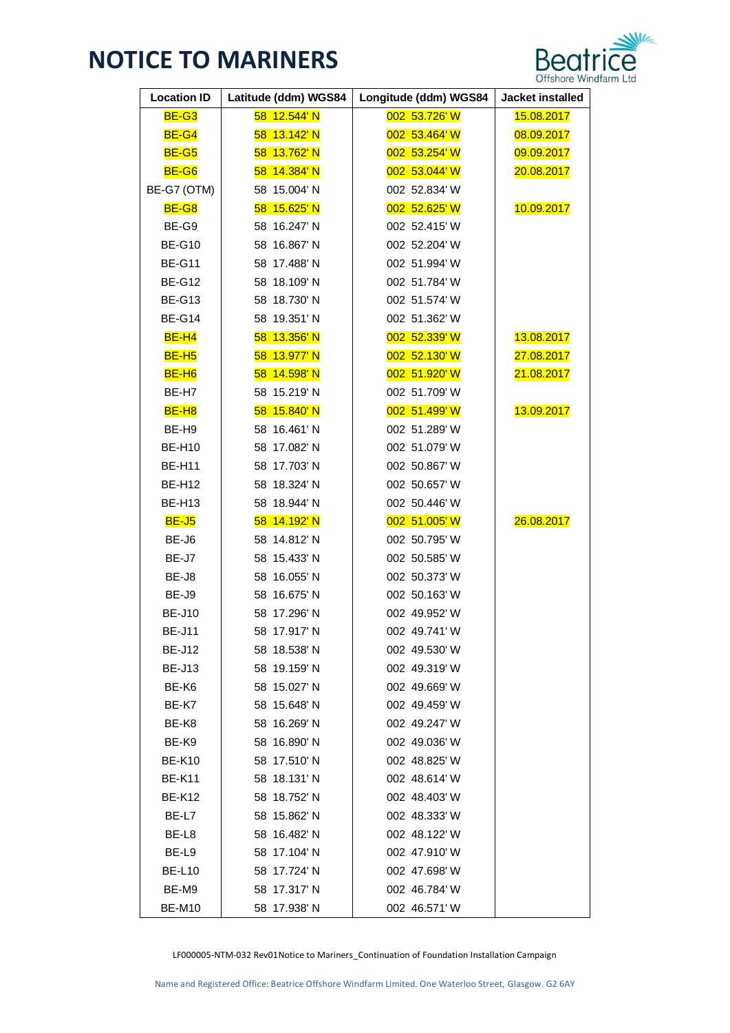# NOTICE TO MARINERS

| Location ID | Latitude (ddm) WGS84 | Longitude (ddm) WGS84 | Jacket installed |
|---|---|---|---|
| BE-G3 | 58 12.544' N | 002 53.726' W | 15.08.2017 |
| BE-G4 | 58 13.142' N | 002 53.464' W | 08.09.2017 |
| BE-G5 | 58 13.762' N | 002 53.254' W | 09.09.2017 |
| BE-G6 | 58 14.384' N | 002 53.044' W | 20.08.2017 |
| BE-G7 (OTM) | 58 15.004' N | 002 52.834' W | |
| BE-G8 | 58 15.625' N | 002 52.625' W | 10.09.2017 |
| BE-G9 | 58 16.247' N | 002 52.415' W | |
| BE-G10 | 58 16.867' N | 002 52.204' W | |
| BE-G11 | 58 17.488' N | 002 51.994' W | |
| BE-G12 | 58 18.109' N | 002 51.784' W | |
| BE-G13 | 58 18.730' N | 002 51.574' W | |
| BE-G14 | 58 19.351' N | 002 51.362' W | |
| BE-H4 | 58 13.356' N | 002 52.339' W | 13.08.2017 |
| BE-H5 | 58 13.977' N | 002 52.130' W | 27.08.2017 |
| BE-H6 | 58 14.598' N | 002 51.920' W | 21.08.2017 |
| BE-H7 | 58 15.219' N | 002 51.709' W | |
| BE-H8 | 58 15.840' N | 002 51.499' W | 13.09.2017 |
| BE-H9 | 58 16.461' N | 002 51.289' W | |
| BE-H10 | 58 17.082' N | 002 51.079' W | |
| BE-H11 | 58 17.703' N | 002 50.867' W | |
| BE-H12 | 58 18.324' N | 002 50.657' W | |
| BE-H13 | 58 18.944' N | 002 50.446' W | |
| BE-J5 | 58 14.192' N | 002 51.005' W | 26.08.2017 |
| BE-J6 | 58 14.812' N | 002 50.795' W | |
| BE-J7 | 58 15.433' N | 002 50.585' W | |
| BE-J8 | 58 16.055' N | 002 50.373' W | |
| BE-J9 | 58 16.675' N | 002 50.163' W | |
| BE-J10 | 58 17.296' N | 002 49.952' W | |
| BE-J11 | 58 17.917' N | 002 49.741' W | |
| BE-J12 | 58 18.538' N | 002 49.530' W | |
| BE-J13 | 58 19.159' N | 002 49.319' W | |
| BE-K6 | 58 15.027' N | 002 49.669' W | |
| BE-K7 | 58 15.648' N | 002 49.459' W | |
| BE-K8 | 58 16.269' N | 002 49.247' W | |
| BE-K9 | 58 16.890' N | 002 49.036' W | |
| BE-K10 | 58 17.510' N | 002 48.825' W | |
| BE-K11 | 58 18.131' N | 002 48.614' W | |
| BE-K12 | 58 18.752' N | 002 48.403' W | |
| BE-L7 | 58 15.862' N | 002 48.333' W | |
| BE-L8 | 58 16.482' N | 002 48.122' W | |
| BE-L9 | 58 17.104' N | 002 47.910' W | |
| BE-L10 | 58 17.724' N | 002 47.698' W | |
| BE-M9 | 58 17.317' N | 002 46.784' W | |
| BE-M10 | 58 17.938' N | 002 46.571' W | |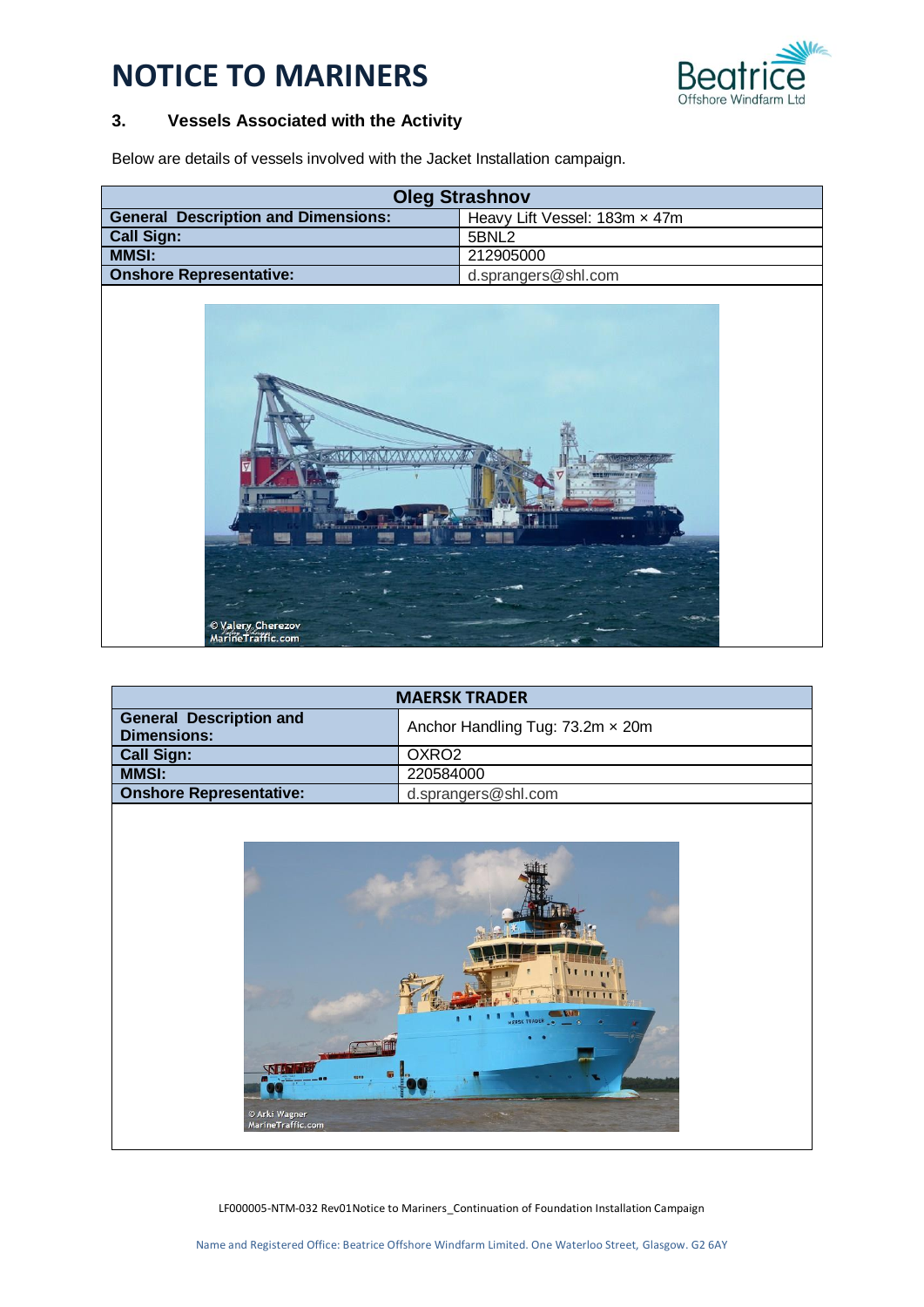# NOTICE TO MARINERS

## 3. Vessels Associated with the Activity

Below are details of vessels involved with the Jacket Installation campaign.

| Oleg Strashnov | |
|---|---|
| **General Description and Dimensions:** | Heavy Lift Vessel: 183m × 47m |
| **Call Sign:** | 5BNL2 |
| **MMSI:** | 212905000 |
| **Onshore Representative:** | d.sprangers@shl.com |

| MAERSK TRADER | |
|---|---|
| **General Description and Dimensions:** | Anchor Handling Tug: 73.2m × 20m |
| **Call Sign:** | OXRO2 |
| **MMSI:** | 220584000 |
| **Onshore Representative:** | d.sprangers@shl.com |

LF000005-NTM-032 Rev01Notice to Mariners_Continuation of Foundation Installation Campaign

Name and Registered Office: Beatrice Offshore Windfarm Limited. One Waterloo Street, Glasgow. G2 6AY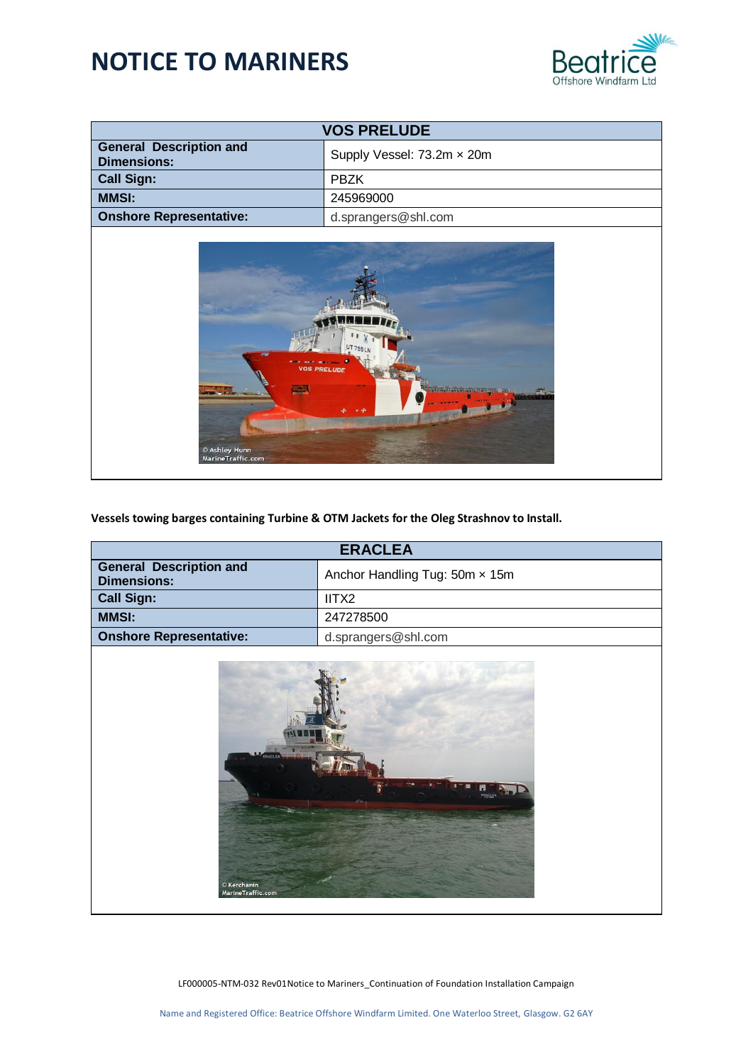# NOTICE TO MARINERS

| VOS PRELUDE | |
|---|---|
| **General Description and Dimensions:** | Supply Vessel: 73.2m × 20m |
| **Call Sign:** | PBZK |
| **MMSI:** | 245969000 |
| **Onshore Representative:** | d.sprangers@shl.com |

**Vessels towing barges containing Turbine & OTM Jackets for the Oleg Strashnov to Install.**

| ERACLEA | |
|---|---|
| **General Description and Dimensions:** | Anchor Handling Tug: 50m × 15m |
| **Call Sign:** | IITX2 |
| **MMSI:** | 247278500 |
| **Onshore Representative:** | d.sprangers@shl.com |

LF000005-NTM-032 Rev01Notice to Mariners_Continuation of Foundation Installation Campaign

Name and Registered Office: Beatrice Offshore Windfarm Limited. One Waterloo Street, Glasgow. G2 6AY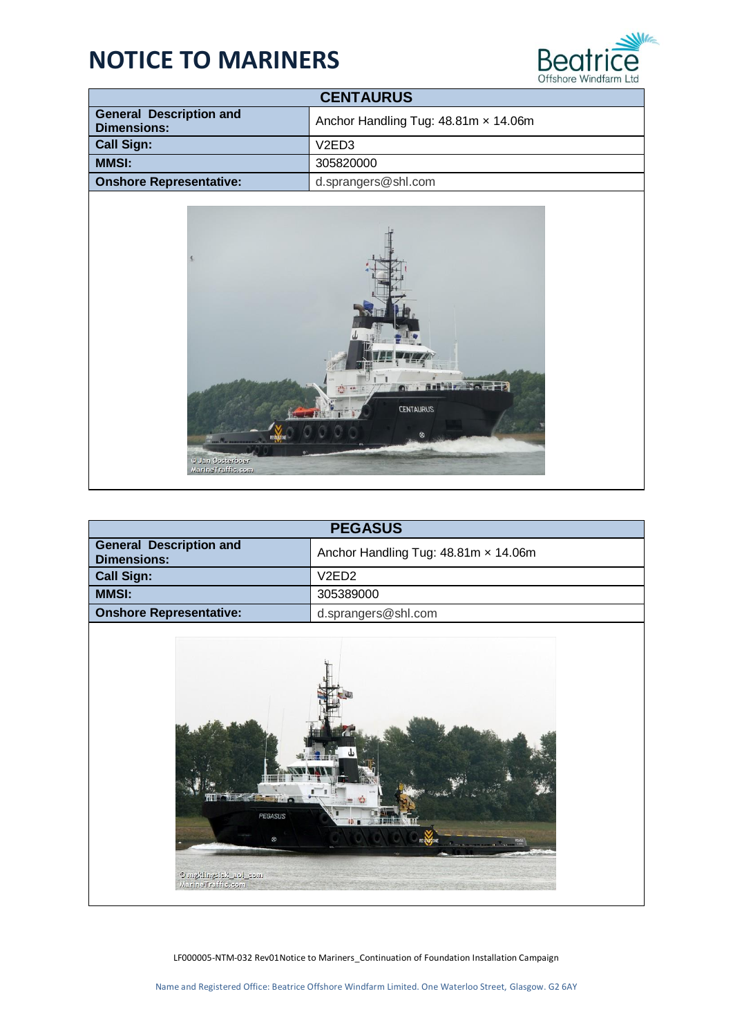# NOTICE TO MARINERS

| CENTAURUS | |
|---|---|
| **General Description and Dimensions:** | Anchor Handling Tug: 48.81m × 14.06m |
| **Call Sign:** | V2ED3 |
| **MMSI:** | 305820000 |
| **Onshore Representative:** | d.sprangers@shl.com |

| PEGASUS | |
|---|---|
| **General Description and Dimensions:** | Anchor Handling Tug: 48.81m × 14.06m |
| **Call Sign:** | V2ED2 |
| **MMSI:** | 305389000 |
| **Onshore Representative:** | d.sprangers@shl.com |

LF000005-NTM-032 Rev01Notice to Mariners_Continuation of Foundation Installation Campaign

Name and Registered Office: Beatrice Offshore Windfarm Limited. One Waterloo Street, Glasgow. G2 6AY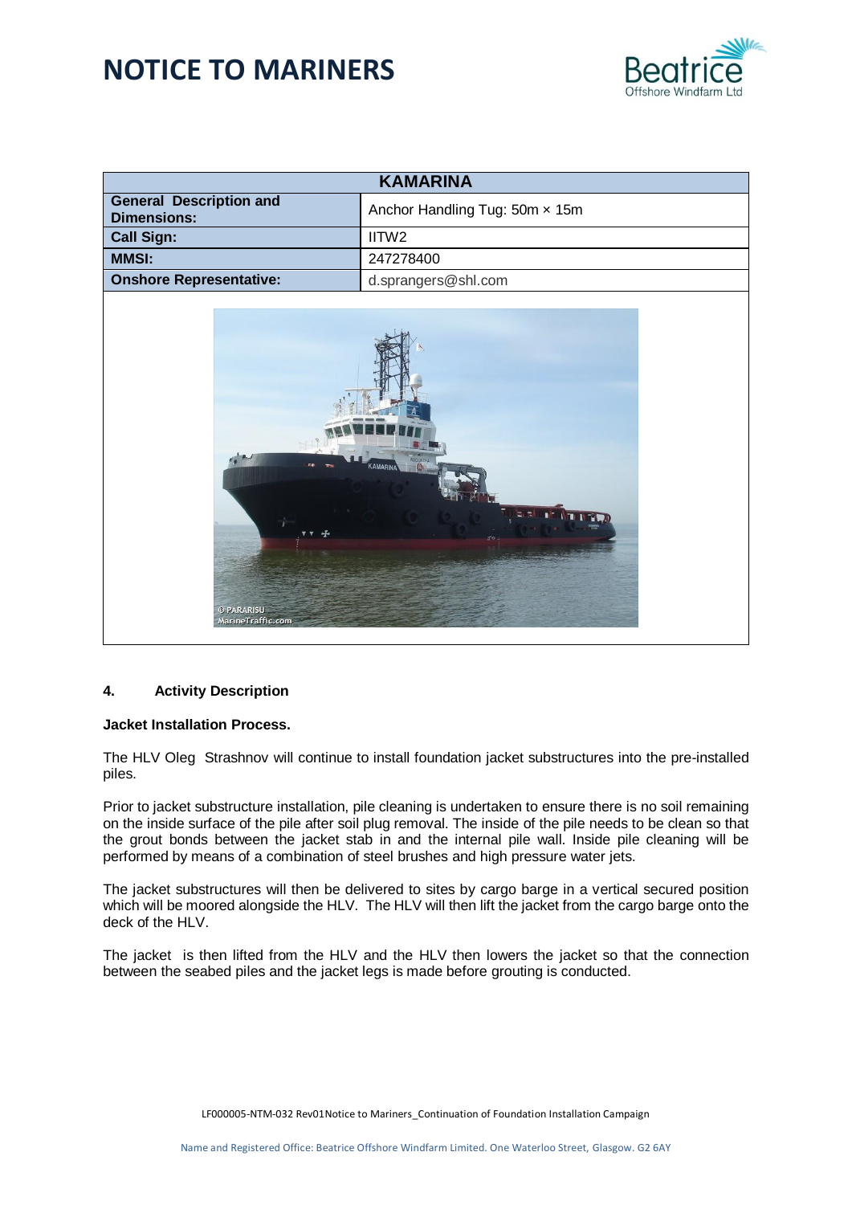| KAMARINA | |
|---|---|
| **General Description and Dimensions:** | Anchor Handling Tug: 50m × 15m |
| **Call Sign:** | IITW2 |
| **MMSI:** | 247278400 |
| **Onshore Representative:** | d.sprangers@shl.com |

## 4. Activity Description

**Jacket Installation Process.**

The HLV Oleg Strashnov will continue to install foundation jacket substructures into the pre-installed piles.

Prior to jacket substructure installation, pile cleaning is undertaken to ensure there is no soil remaining on the inside surface of the pile after soil plug removal. The inside of the pile needs to be clean so that the grout bonds between the jacket stab in and the internal pile wall. Inside pile cleaning will be performed by means of a combination of steel brushes and high pressure water jets.

The jacket substructures will then be delivered to sites by cargo barge in a vertical secured position which will be moored alongside the HLV. The HLV will then lift the jacket from the cargo barge onto the deck of the HLV.

The jacket is then lifted from the HLV and the HLV then lowers the jacket so that the connection between the seabed piles and the jacket legs is made before grouting is conducted.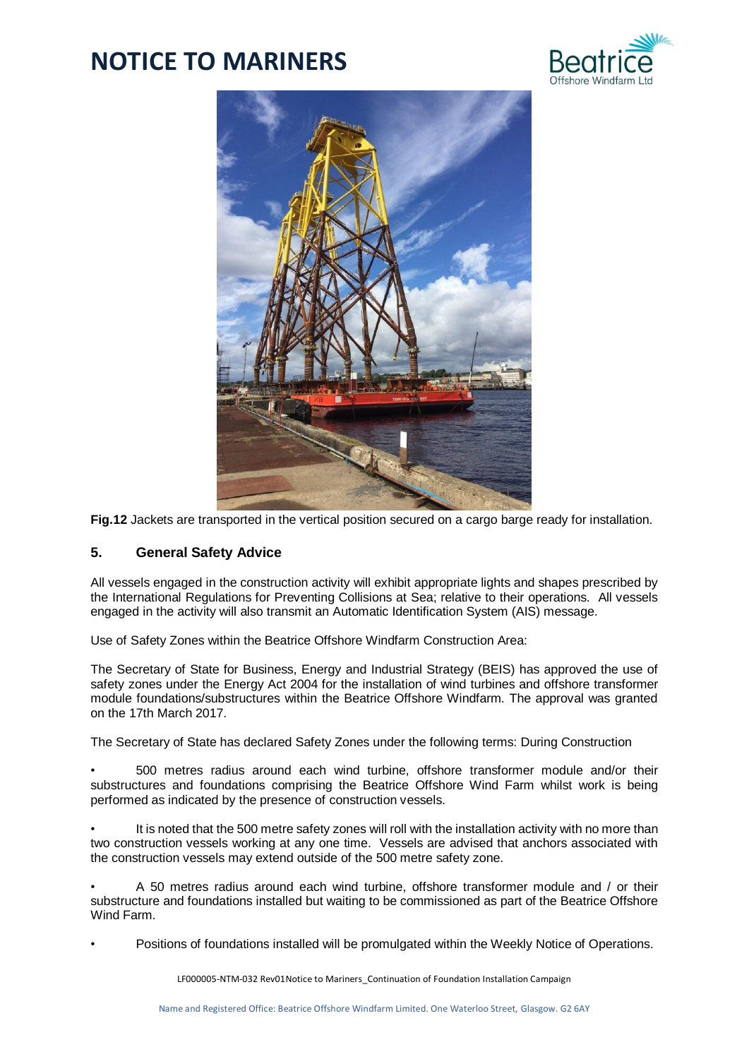**Fig.12** Jackets are transported in the vertical position secured on a cargo barge ready for installation.

## 5. General Safety Advice

All vessels engaged in the construction activity will exhibit appropriate lights and shapes prescribed by the International Regulations for Preventing Collisions at Sea; relative to their operations. All vessels engaged in the activity will also transmit an Automatic Identification System (AIS) message.

Use of Safety Zones within the Beatrice Offshore Windfarm Construction Area:

The Secretary of State for Business, Energy and Industrial Strategy (BEIS) has approved the use of safety zones under the Energy Act 2004 for the installation of wind turbines and offshore transformer module foundations/substructures within the Beatrice Offshore Windfarm. The approval was granted on the 17th March 2017.

The Secretary of State has declared Safety Zones under the following terms: During Construction

- 500 metres radius around each wind turbine, offshore transformer module and/or their substructures and foundations comprising the Beatrice Offshore Wind Farm whilst work is being performed as indicated by the presence of construction vessels.
- It is noted that the 500 metre safety zones will roll with the installation activity with no more than two construction vessels working at any one time. Vessels are advised that anchors associated with the construction vessels may extend outside of the 500 metre safety zone.
- A 50 metres radius around each wind turbine, offshore transformer module and / or their substructure and foundations installed but waiting to be commissioned as part of the Beatrice Offshore Wind Farm.
- Positions of foundations installed will be promulgated within the Weekly Notice of Operations.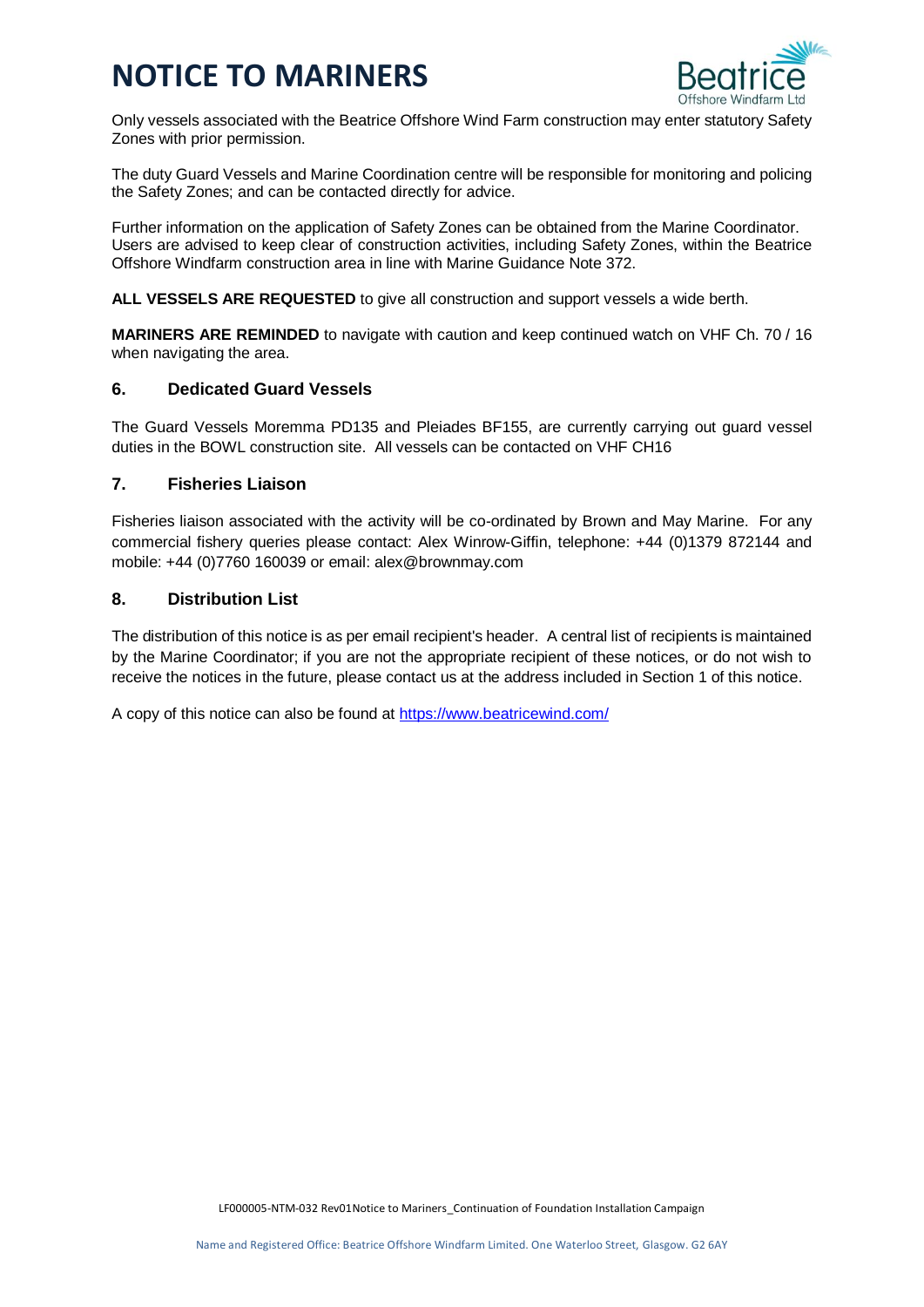Only vessels associated with the Beatrice Offshore Wind Farm construction may enter statutory Safety Zones with prior permission.

The duty Guard Vessels and Marine Coordination centre will be responsible for monitoring and policing the Safety Zones; and can be contacted directly for advice.

Further information on the application of Safety Zones can be obtained from the Marine Coordinator. Users are advised to keep clear of construction activities, including Safety Zones, within the Beatrice Offshore Windfarm construction area in line with Marine Guidance Note 372.

**ALL VESSELS ARE REQUESTED** to give all construction and support vessels a wide berth.

**MARINERS ARE REMINDED** to navigate with caution and keep continued watch on VHF Ch. 70 / 16 when navigating the area.

## 6. Dedicated Guard Vessels

The Guard Vessels Moremma PD135 and Pleiades BF155, are currently carrying out guard vessel duties in the BOWL construction site. All vessels can be contacted on VHF CH16

## 7. Fisheries Liaison

Fisheries liaison associated with the activity will be co-ordinated by Brown and May Marine. For any commercial fishery queries please contact: Alex Winrow-Giffin, telephone: +44 (0)1379 872144 and mobile: +44 (0)7760 160039 or email: alex@brownmay.com

## 8. Distribution List

The distribution of this notice is as per email recipient's header. A central list of recipients is maintained by the Marine Coordinator; if you are not the appropriate recipient of these notices, or do not wish to receive the notices in the future, please contact us at the address included in Section 1 of this notice.

A copy of this notice can also be found at https://www.beatricewind.com/